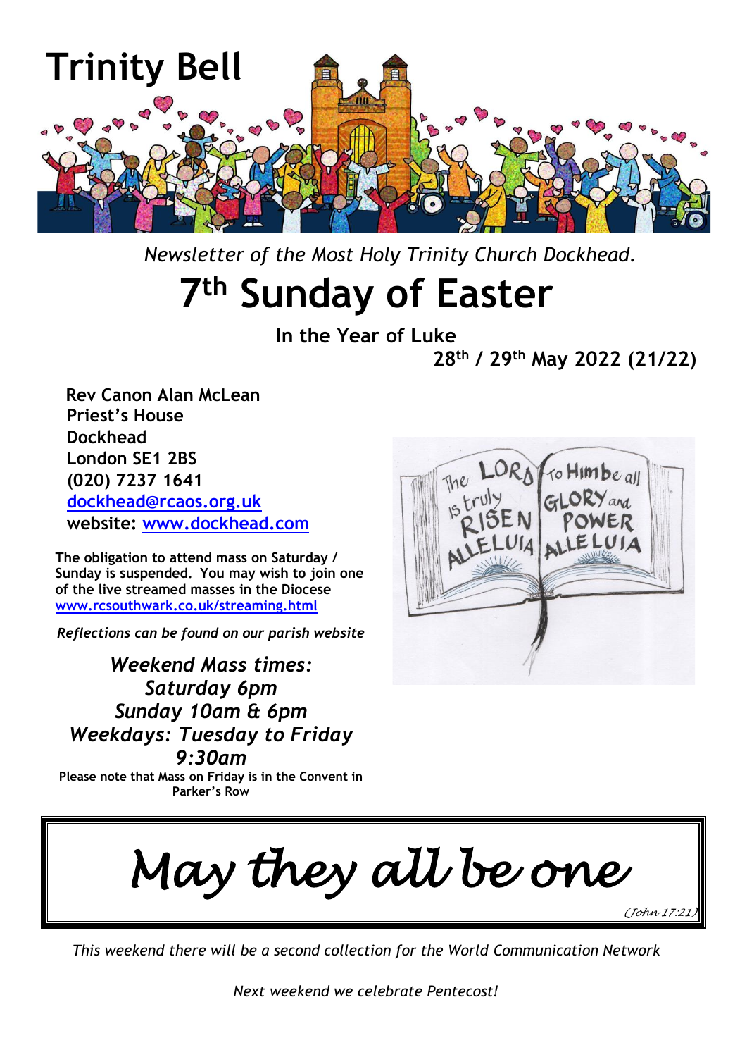# Trinity Bell

*Newsletter of the Most Holy Trinity Church Dockhead.*

# 7th Sunday of Easter

**In the Year of Luke**

**28th / 29th May 2022 (21/22)**

**Rev Canon Alan McLean**
**Priest's House**
**Dockhead**
**London SE1 2BS**
**(020) 7237 1641**
**[dockhead@rcaos.org.uk](mailto:dockhead@rcaos.org.uk)**
**website: [www.dockhead.com](http://www.dockhead.com)**

**The obligation to attend mass on Saturday / Sunday is suspended. You may wish to join one of the live streamed masses in the Diocese [www.rcsouthwark.co.uk/streaming.html](http://www.rcsouthwark.co.uk/streaming.html)**

***Reflections can be found on our parish website***

***Weekend Mass times:***
***Saturday 6pm***
***Sunday 10am & 6pm***
***Weekdays: Tuesday to Friday 9:30am***

**Please note that Mass on Friday is in the Convent in Parker's Row**

> *May they all be one*
>
> *(John 17:21)*

*This weekend there will be a second collection for the World Communication Network*

*Next weekend we celebrate Pentecost!*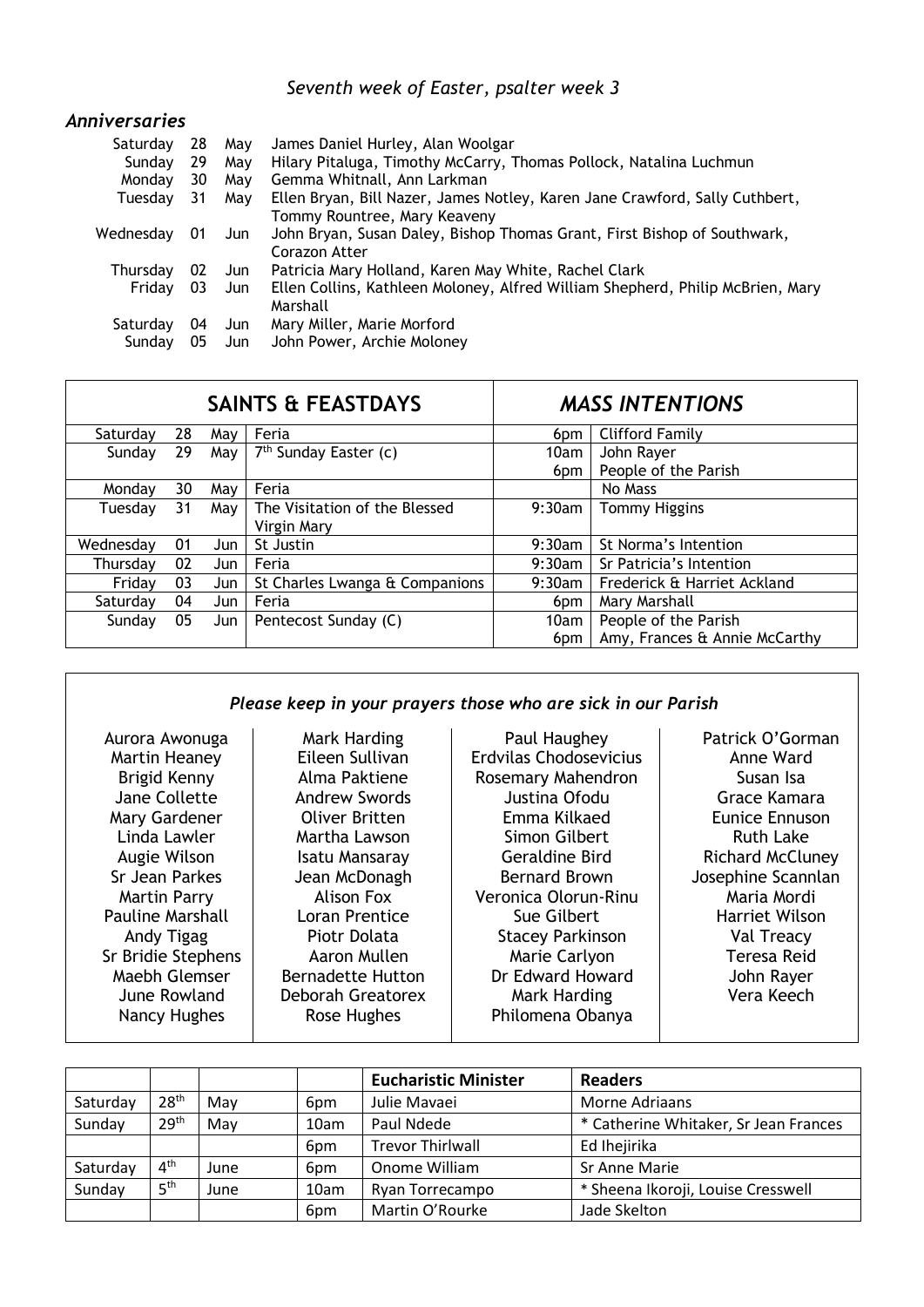*Seventh week of Easter, psalter week 3*

## *Anniversaries*

| | | | |
|---|---|---|---|
| Saturday | 28 | May | James Daniel Hurley, Alan Woolgar |
| Sunday | 29 | May | Hilary Pitaluga, Timothy McCarry, Thomas Pollock, Natalina Luchmun |
| Monday | 30 | May | Gemma Whitnall, Ann Larkman |
| Tuesday | 31 | May | Ellen Bryan, Bill Nazer, James Notley, Karen Jane Crawford, Sally Cuthbert, Tommy Rountree, Mary Keaveny |
| Wednesday | 01 | Jun | John Bryan, Susan Daley, Bishop Thomas Grant, First Bishop of Southwark, Corazon Atter |
| Thursday | 02 | Jun | Patricia Mary Holland, Karen May White, Rachel Clark |
| Friday | 03 | Jun | Ellen Collins, Kathleen Moloney, Alfred William Shepherd, Philip McBrien, Mary Marshall |
| Saturday | 04 | Jun | Mary Miller, Marie Morford |
| Sunday | 05 | Jun | John Power, Archie Moloney |

| **SAINTS & FEASTDAYS** | | | | ***MASS INTENTIONS*** | |
|---|---|---|---|---|---|
| Saturday | 28 | May | Feria | 6pm | Clifford Family |
| Sunday | 29 | May | 7th Sunday Easter (c) | 10am | John Rayer |
| | | | | 6pm | People of the Parish |
| Monday | 30 | May | Feria | | No Mass |
| Tuesday | 31 | May | The Visitation of the Blessed Virgin Mary | 9:30am | Tommy Higgins |
| Wednesday | 01 | Jun | St Justin | 9:30am | St Norma's Intention |
| Thursday | 02 | Jun | Feria | 9:30am | Sr Patricia's Intention |
| Friday | 03 | Jun | St Charles Lwanga & Companions | 9:30am | Frederick & Harriet Ackland |
| Saturday | 04 | Jun | Feria | 6pm | Mary Marshall |
| Sunday | 05 | Jun | Pentecost Sunday (C) | 10am | People of the Parish |
| | | | | 6pm | Amy, Frances & Annie McCarthy |

### *Please keep in your prayers those who are sick in our Parish*

Aurora Awonuga
Martin Heaney
Brigid Kenny
Jane Collette
Mary Gardener
Linda Lawler
Augie Wilson
Sr Jean Parkes
Martin Parry
Pauline Marshall
Andy Tigag
Sr Bridie Stephens
Maebh Glemser
June Rowland
Nancy Hughes

Mark Harding
Eileen Sullivan
Alma Paktiene
Andrew Swords
Oliver Britten
Martha Lawson
Isatu Mansaray
Jean McDonagh
Alison Fox
Loran Prentice
Piotr Dolata
Aaron Mullen
Bernadette Hutton
Deborah Greatorex
Rose Hughes

Paul Haughey
Erdvilas Chodosevicius
Rosemary Mahendron
Justina Ofodu
Emma Kilkaed
Simon Gilbert
Geraldine Bird
Bernard Brown
Veronica Olorun-Rinu
Sue Gilbert
Stacey Parkinson
Marie Carlyon
Dr Edward Howard
Mark Harding
Philomena Obanya

Patrick O'Gorman
Anne Ward
Susan Isa
Grace Kamara
Eunice Ennuson
Ruth Lake
Richard McCluney
Josephine Scannlan
Maria Mordi
Harriet Wilson
Val Treacy
Teresa Reid
John Rayer
Vera Keech

| | | | | **Eucharistic Minister** | **Readers** |
|---|---|---|---|---|---|
| Saturday | 28th | May | 6pm | Julie Mavaei | Morne Adriaans |
| Sunday | 29th | May | 10am | Paul Ndede | * Catherine Whitaker, Sr Jean Frances |
| | | | 6pm | Trevor Thirlwall | Ed Ihejirika |
| Saturday | 4th | June | 6pm | Onome William | Sr Anne Marie |
| Sunday | 5th | June | 10am | Ryan Torrecampo | * Sheena Ikoroji, Louise Cresswell |
| | | | 6pm | Martin O'Rourke | Jade Skelton |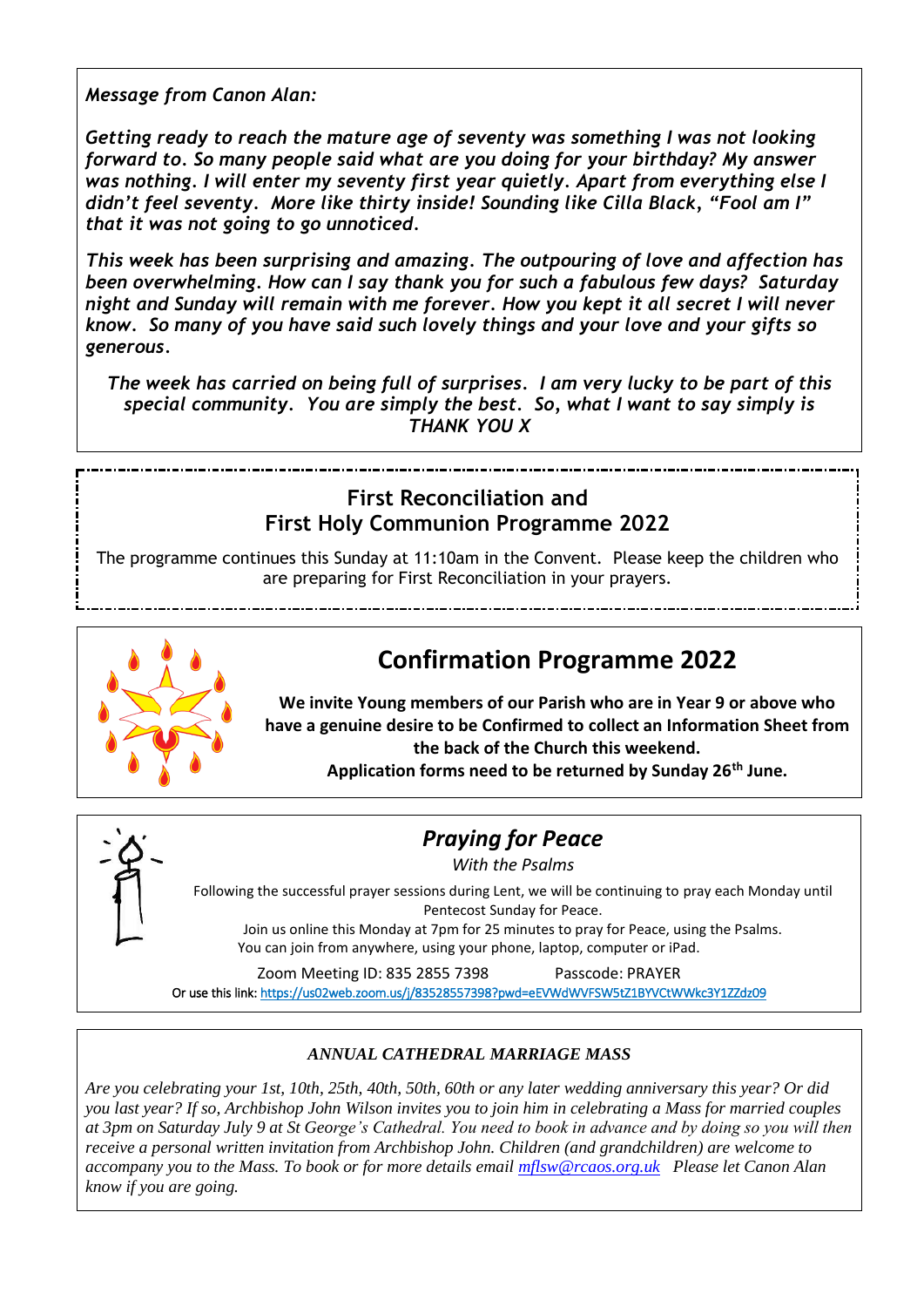*Message from Canon Alan:*

*Getting ready to reach the mature age of seventy was something I was not looking forward to. So many people said what are you doing for your birthday? My answer was nothing. I will enter my seventy first year quietly. Apart from everything else I didn't feel seventy. More like thirty inside! Sounding like Cilla Black, "Fool am I" that it was not going to go unnoticed.*

*This week has been surprising and amazing. The outpouring of love and affection has been overwhelming. How can I say thank you for such a fabulous few days? Saturday night and Sunday will remain with me forever. How you kept it all secret I will never know. So many of you have said such lovely things and your love and your gifts so generous.*

*The week has carried on being full of surprises. I am very lucky to be part of this special community. You are simply the best. So, what I want to say simply is THANK YOU X*

## First Reconciliation and First Holy Communion Programme 2022

The programme continues this Sunday at 11:10am in the Convent. Please keep the children who are preparing for First Reconciliation in your prayers.

## Confirmation Programme 2022

**We invite Young members of our Parish who are in Year 9 or above who have a genuine desire to be Confirmed to collect an Information Sheet from the back of the Church this weekend.**
**Application forms need to be returned by Sunday 26th June.**

## *Praying for Peace*

*With the Psalms*

Following the successful prayer sessions during Lent, we will be continuing to pray each Monday until Pentecost Sunday for Peace.
Join us online this Monday at 7pm for 25 minutes to pray for Peace, using the Psalms.
You can join from anywhere, using your phone, laptop, computer or iPad.

Zoom Meeting ID: 835 2855 7398 Passcode: PRAYER

Or use this link: https://us02web.zoom.us/j/83528557398?pwd=eEVWdWVFSW5tZ1BYVCtWWkc3Y1ZZdz09

### *ANNUAL CATHEDRAL MARRIAGE MASS*

*Are you celebrating your 1st, 10th, 25th, 40th, 50th, 60th or any later wedding anniversary this year? Or did you last year? If so, Archbishop John Wilson invites you to join him in celebrating a Mass for married couples at 3pm on Saturday July 9 at St George's Cathedral. You need to book in advance and by doing so you will then receive a personal written invitation from Archbishop John. Children (and grandchildren) are welcome to accompany you to the Mass. To book or for more details email mflsw@rcaos.org.uk Please let Canon Alan know if you are going.*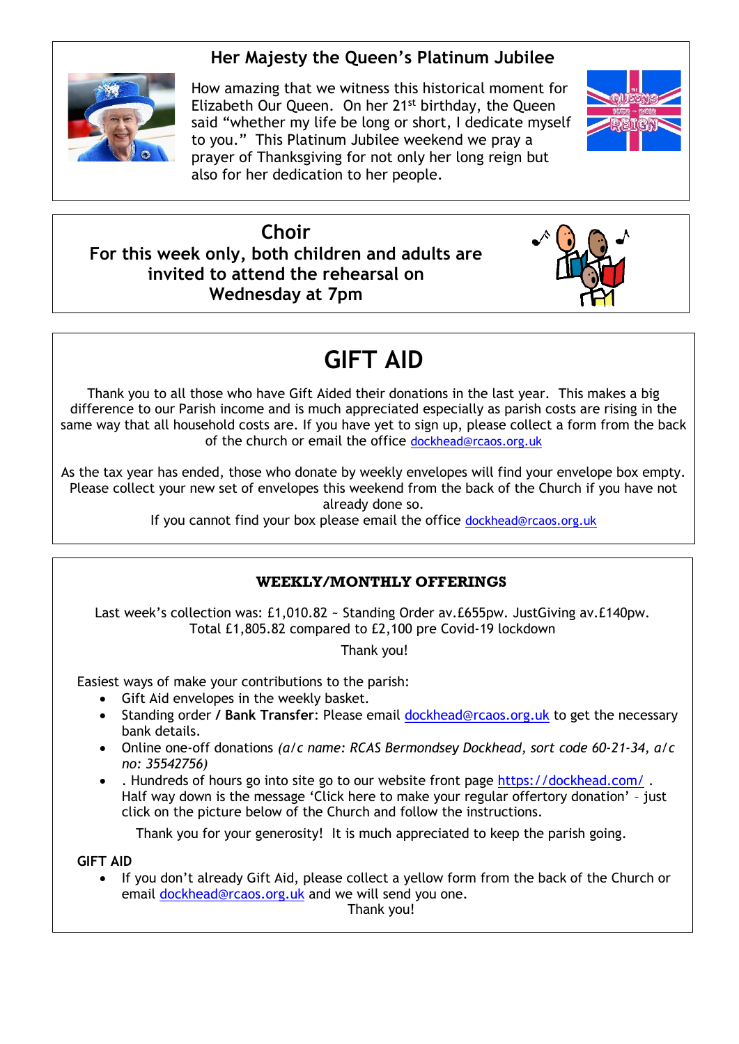## Her Majesty the Queen's Platinum Jubilee

How amazing that we witness this historical moment for Elizabeth Our Queen. On her 21st birthday, the Queen said "whether my life be long or short, I dedicate myself to you." This Platinum Jubilee weekend we pray a prayer of Thanksgiving for not only her long reign but also for her dedication to her people.

## Choir

**For this week only, both children and adults are invited to attend the rehearsal on Wednesday at 7pm**

# GIFT AID

Thank you to all those who have Gift Aided their donations in the last year. This makes a big difference to our Parish income and is much appreciated especially as parish costs are rising in the same way that all household costs are. If you have yet to sign up, please collect a form from the back of the church or email the office dockhead@rcaos.org.uk

As the tax year has ended, those who donate by weekly envelopes will find your envelope box empty. Please collect your new set of envelopes this weekend from the back of the Church if you have not already done so.
If you cannot find your box please email the office dockhead@rcaos.org.uk

## WEEKLY/MONTHLY OFFERINGS

Last week's collection was: £1,010.82 ~ Standing Order av.£655pw. JustGiving av.£140pw.
Total £1,805.82 compared to £2,100 pre Covid-19 lockdown

Thank you!

Easiest ways of make your contributions to the parish:

- Gift Aid envelopes in the weekly basket.
- Standing order **/ Bank Transfer**: Please email dockhead@rcaos.org.uk to get the necessary bank details.
- Online one-off donations *(a/c name: RCAS Bermondsey Dockhead, sort code 60-21-34, a/c no: 35542756)*
- . Hundreds of hours go into site go to our website front page https://dockhead.com/ . Half way down is the message 'Click here to make your regular offertory donation' – just click on the picture below of the Church and follow the instructions.

Thank you for your generosity! It is much appreciated to keep the parish going.

**GIFT AID**

- If you don't already Gift Aid, please collect a yellow form from the back of the Church or email dockhead@rcaos.org.uk and we will send you one.

Thank you!